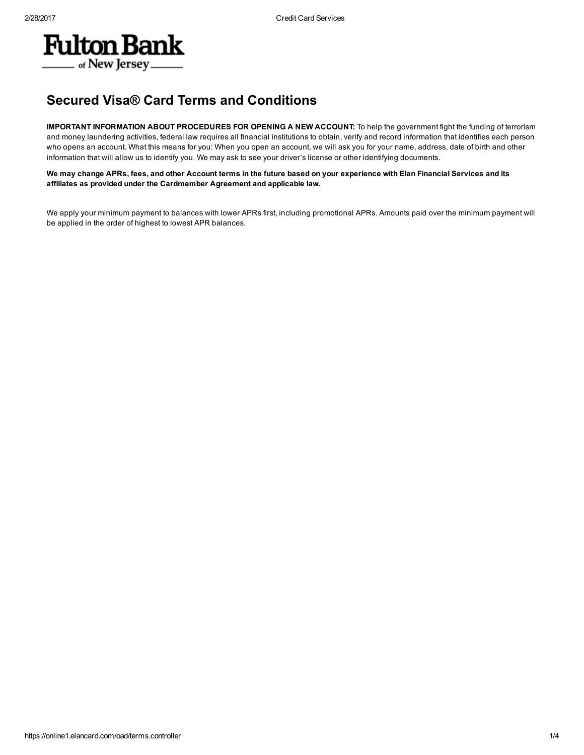**Fulton Bank**
of New Jersey

# Secured Visa® Card Terms and Conditions

**IMPORTANT INFORMATION ABOUT PROCEDURES FOR OPENING A NEW ACCOUNT:** To help the government fight the funding of terrorism and money laundering activities, federal law requires all financial institutions to obtain, verify and record information that identifies each person who opens an account. What this means for you: When you open an account, we will ask you for your name, address, date of birth and other information that will allow us to identify you. We may ask to see your driver's license or other identifying documents.

**We may change APRs, fees, and other Account terms in the future based on your experience with Elan Financial Services and its affiliates as provided under the Cardmember Agreement and applicable law.**

We apply your minimum payment to balances with lower APRs first, including promotional APRs. Amounts paid over the minimum payment will be applied in the order of highest to lowest APR balances.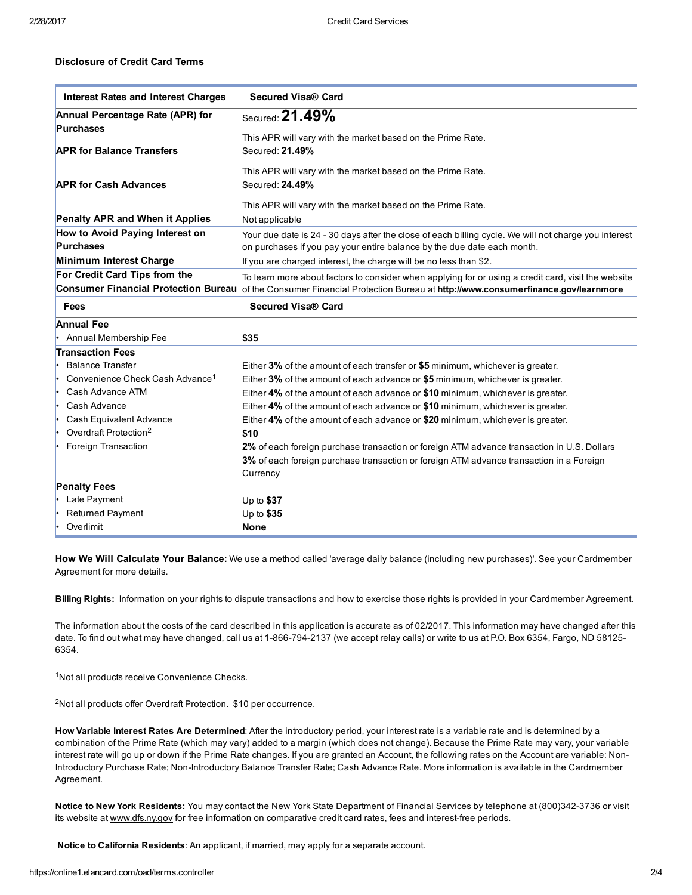**Disclosure of Credit Card Terms**

| Interest Rates and Interest Charges | Secured Visa® Card |
|---|---|
| **Annual Percentage Rate (APR) for Purchases** | Secured: **21.49%**<br><br>This APR will vary with the market based on the Prime Rate. |
| **APR for Balance Transfers** | Secured: **21.49%**<br><br>This APR will vary with the market based on the Prime Rate. |
| **APR for Cash Advances** | Secured: **24.49%**<br><br>This APR will vary with the market based on the Prime Rate. |
| **Penalty APR and When it Applies** | Not applicable |
| **How to Avoid Paying Interest on Purchases** | Your due date is 24 - 30 days after the close of each billing cycle. We will not charge you interest on purchases if you pay your entire balance by the due date each month. |
| **Minimum Interest Charge** | If you are charged interest, the charge will be no less than $2. |
| **For Credit Card Tips from the Consumer Financial Protection Bureau** | To learn more about factors to consider when applying for or using a credit card, visit the website of the Consumer Financial Protection Bureau at **http://www.consumerfinance.gov/learnmore** |
| **Fees** | **Secured Visa® Card** |
| **Annual Fee**<br>• Annual Membership Fee | <br>**$35** |
| **Transaction Fees**<br>• Balance Transfer<br>• Convenience Check Cash Advance[1]<br>• Cash Advance ATM<br>• Cash Advance<br>• Cash Equivalent Advance<br>• Overdraft Protection[2]<br>• Foreign Transaction | <br>Either **3%** of the amount of each transfer or **$5** minimum, whichever is greater.<br>Either **3%** of the amount of each advance or **$5** minimum, whichever is greater.<br>Either **4%** of the amount of each advance or **$10** minimum, whichever is greater.<br>Either **4%** of the amount of each advance or **$10** minimum, whichever is greater.<br>Either **4%** of the amount of each advance or **$20** minimum, whichever is greater.<br>**$10**<br>**2%** of each foreign purchase transaction or foreign ATM advance transaction in U.S. Dollars<br>**3%** of each foreign purchase transaction or foreign ATM advance transaction in a Foreign Currency |
| **Penalty Fees**<br>• Late Payment<br>• Returned Payment<br>• Overlimit | <br>Up to **$37**<br>Up to **$35**<br>**None** |

**How We Will Calculate Your Balance:** We use a method called 'average daily balance (including new purchases)'. See your Cardmember Agreement for more details.

**Billing Rights:** Information on your rights to dispute transactions and how to exercise those rights is provided in your Cardmember Agreement.

The information about the costs of the card described in this application is accurate as of 02/2017. This information may have changed after this date. To find out what may have changed, call us at 1-866-794-2137 (we accept relay calls) or write to us at P.O. Box 6354, Fargo, ND 58125-6354.

[1]Not all products receive Convenience Checks.

[2]Not all products offer Overdraft Protection. $10 per occurrence.

**How Variable Interest Rates Are Determined**: After the introductory period, your interest rate is a variable rate and is determined by a combination of the Prime Rate (which may vary) added to a margin (which does not change). Because the Prime Rate may vary, your variable interest rate will go up or down if the Prime Rate changes. If you are granted an Account, the following rates on the Account are variable: Non-Introductory Purchase Rate; Non-Introductory Balance Transfer Rate; Cash Advance Rate. More information is available in the Cardmember Agreement.

**Notice to New York Residents:** You may contact the New York State Department of Financial Services by telephone at (800)342-3736 or visit its website at www.dfs.ny.gov for free information on comparative credit card rates, fees and interest-free periods.

**Notice to California Residents**: An applicant, if married, may apply for a separate account.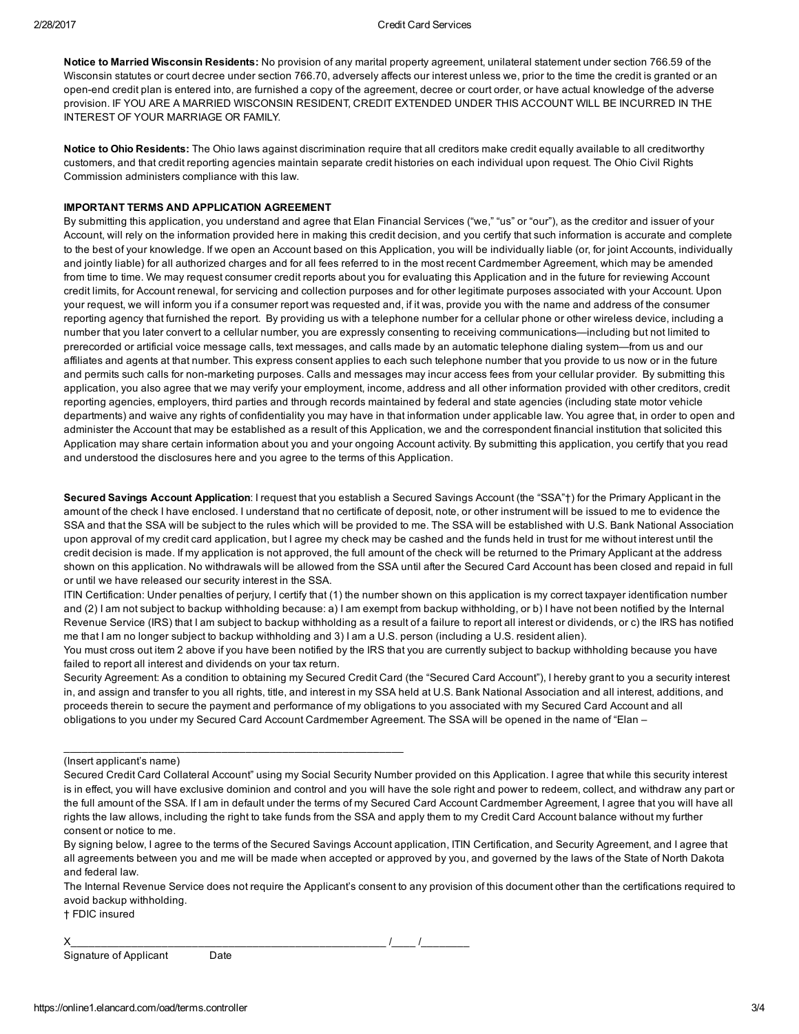**Notice to Married Wisconsin Residents:** No provision of any marital property agreement, unilateral statement under section 766.59 of the Wisconsin statutes or court decree under section 766.70, adversely affects our interest unless we, prior to the time the credit is granted or an open-end credit plan is entered into, are furnished a copy of the agreement, decree or court order, or have actual knowledge of the adverse provision. IF YOU ARE A MARRIED WISCONSIN RESIDENT, CREDIT EXTENDED UNDER THIS ACCOUNT WILL BE INCURRED IN THE INTEREST OF YOUR MARRIAGE OR FAMILY.

**Notice to Ohio Residents:** The Ohio laws against discrimination require that all creditors make credit equally available to all creditworthy customers, and that credit reporting agencies maintain separate credit histories on each individual upon request. The Ohio Civil Rights Commission administers compliance with this law.

**IMPORTANT TERMS AND APPLICATION AGREEMENT**

By submitting this application, you understand and agree that Elan Financial Services ("we," "us" or "our"), as the creditor and issuer of your Account, will rely on the information provided here in making this credit decision, and you certify that such information is accurate and complete to the best of your knowledge. If we open an Account based on this Application, you will be individually liable (or, for joint Accounts, individually and jointly liable) for all authorized charges and for all fees referred to in the most recent Cardmember Agreement, which may be amended from time to time. We may request consumer credit reports about you for evaluating this Application and in the future for reviewing Account credit limits, for Account renewal, for servicing and collection purposes and for other legitimate purposes associated with your Account. Upon your request, we will inform you if a consumer report was requested and, if it was, provide you with the name and address of the consumer reporting agency that furnished the report. By providing us with a telephone number for a cellular phone or other wireless device, including a number that you later convert to a cellular number, you are expressly consenting to receiving communications—including but not limited to prerecorded or artificial voice message calls, text messages, and calls made by an automatic telephone dialing system—from us and our affiliates and agents at that number. This express consent applies to each such telephone number that you provide to us now or in the future and permits such calls for non-marketing purposes. Calls and messages may incur access fees from your cellular provider. By submitting this application, you also agree that we may verify your employment, income, address and all other information provided with other creditors, credit reporting agencies, employers, third parties and through records maintained by federal and state agencies (including state motor vehicle departments) and waive any rights of confidentiality you may have in that information under applicable law. You agree that, in order to open and administer the Account that may be established as a result of this Application, we and the correspondent financial institution that solicited this Application may share certain information about you and your ongoing Account activity. By submitting this application, you certify that you read and understood the disclosures here and you agree to the terms of this Application.

**Secured Savings Account Application**: I request that you establish a Secured Savings Account (the "SSA"†) for the Primary Applicant in the amount of the check I have enclosed. I understand that no certificate of deposit, note, or other instrument will be issued to me to evidence the SSA and that the SSA will be subject to the rules which will be provided to me. The SSA will be established with U.S. Bank National Association upon approval of my credit card application, but I agree my check may be cashed and the funds held in trust for me without interest until the credit decision is made. If my application is not approved, the full amount of the check will be returned to the Primary Applicant at the address shown on this application. No withdrawals will be allowed from the SSA until after the Secured Card Account has been closed and repaid in full or until we have released our security interest in the SSA.

ITIN Certification: Under penalties of perjury, I certify that (1) the number shown on this application is my correct taxpayer identification number and (2) I am not subject to backup withholding because: a) I am exempt from backup withholding, or b) I have not been notified by the Internal Revenue Service (IRS) that I am subject to backup withholding as a result of a failure to report all interest or dividends, or c) the IRS has notified me that I am no longer subject to backup withholding and 3) I am a U.S. person (including a U.S. resident alien).

You must cross out item 2 above if you have been notified by the IRS that you are currently subject to backup withholding because you have failed to report all interest and dividends on your tax return.

Security Agreement: As a condition to obtaining my Secured Credit Card (the "Secured Card Account"), I hereby grant to you a security interest in, and assign and transfer to you all rights, title, and interest in my SSA held at U.S. Bank National Association and all interest, additions, and proceeds therein to secure the payment and performance of my obligations to you associated with my Secured Card Account and all obligations to you under my Secured Card Account Cardmember Agreement. The SSA will be opened in the name of "Elan –

\_\_\_\_\_\_\_\_\_\_\_\_\_\_\_\_\_\_\_\_\_\_\_\_\_\_\_\_\_\_\_\_\_\_\_\_\_\_\_\_\_\_\_\_\_\_\_\_\_\_\_\_\_\_\_\_\_\_

(Insert applicant's name)

Secured Credit Card Collateral Account" using my Social Security Number provided on this Application. I agree that while this security interest is in effect, you will have exclusive dominion and control and you will have the sole right and power to redeem, collect, and withdraw any part or the full amount of the SSA. If I am in default under the terms of my Secured Card Account Cardmember Agreement, I agree that you will have all rights the law allows, including the right to take funds from the SSA and apply them to my Credit Card Account balance without my further consent or notice to me.

By signing below, I agree to the terms of the Secured Savings Account application, ITIN Certification, and Security Agreement, and I agree that all agreements between you and me will be made when accepted or approved by you, and governed by the laws of the State of North Dakota and federal law.

The Internal Revenue Service does not require the Applicant's consent to any provision of this document other than the certifications required to avoid backup withholding.

† FDIC insured

X\_\_\_\_\_\_\_\_\_\_\_\_\_\_\_\_\_\_\_\_\_\_\_\_\_\_\_\_\_\_\_\_\_\_\_\_\_\_\_\_\_\_\_\_\_\_\_\_\_\_\_\_ /\_\_\_\_ /\_\_\_\_\_\_\_\_

Signature of Applicant Date